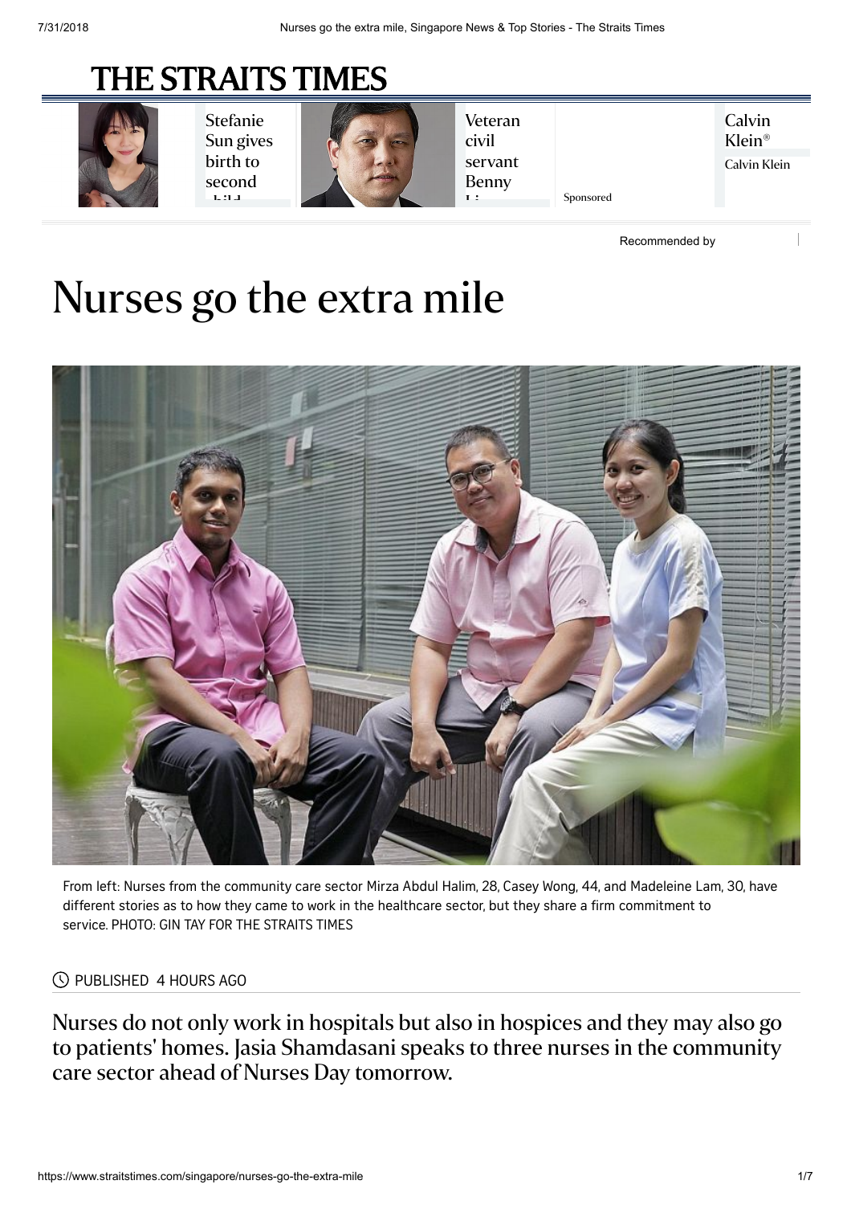# Nurses go the extra mile

From left: Nurses from the community care sector Mirza Abdul Halim, 28, Casey Wong, 44, and Madeleine Lam, 30, have different stories as to how they came to work in the healthcare sector, but they share a firm commitment to service. PHOTO: GIN TAY FOR THE STRAITS TIMES

PUBLISHED 4 HOURS AGO

Nurses do not only work in hospitals but also in hospices and they may also go to patients' homes. Jasia Shamdasani speaks to three nurses in the community care sector ahead of Nurses Day tomorrow.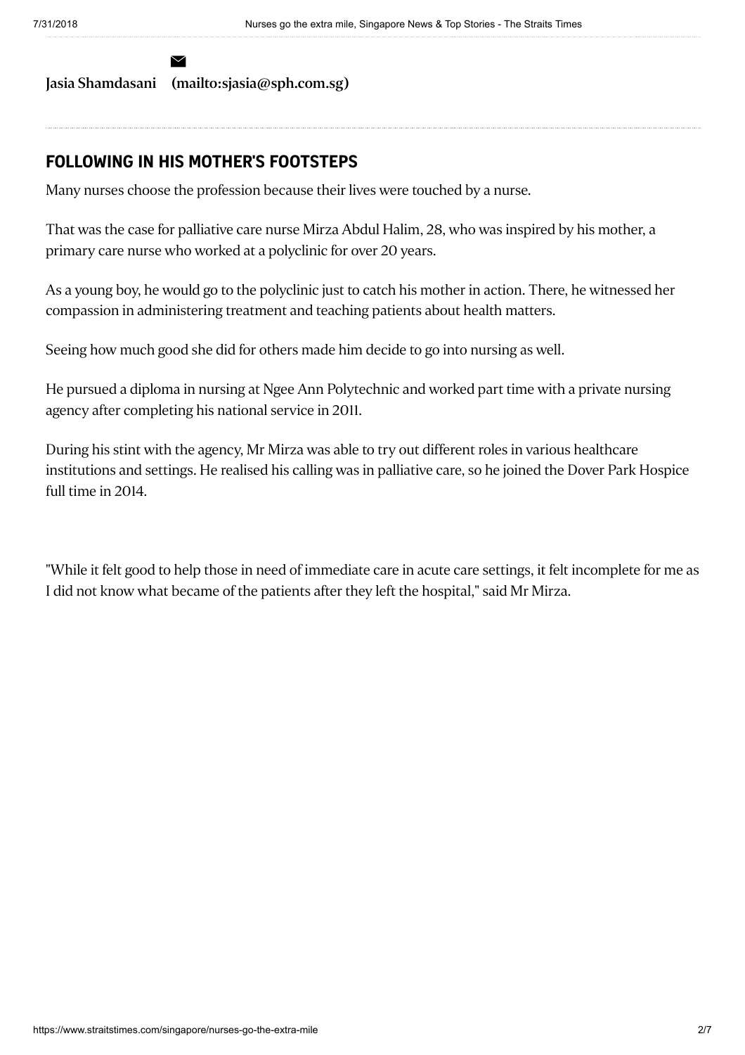Jasia Shamdasani (mailto:sjasia@sph.com.sg)

## FOLLOWING IN HIS MOTHER'S FOOTSTEPS

Many nurses choose the profession because their lives were touched by a nurse.

That was the case for palliative care nurse Mirza Abdul Halim, 28, who was inspired by his mother, a primary care nurse who worked at a polyclinic for over 20 years.

As a young boy, he would go to the polyclinic just to catch his mother in action. There, he witnessed her compassion in administering treatment and teaching patients about health matters.

Seeing how much good she did for others made him decide to go into nursing as well.

He pursued a diploma in nursing at Ngee Ann Polytechnic and worked part time with a private nursing agency after completing his national service in 2011.

During his stint with the agency, Mr Mirza was able to try out different roles in various healthcare institutions and settings. He realised his calling was in palliative care, so he joined the Dover Park Hospice full time in 2014.

"While it felt good to help those in need of immediate care in acute care settings, it felt incomplete for me as I did not know what became of the patients after they left the hospital," said Mr Mirza.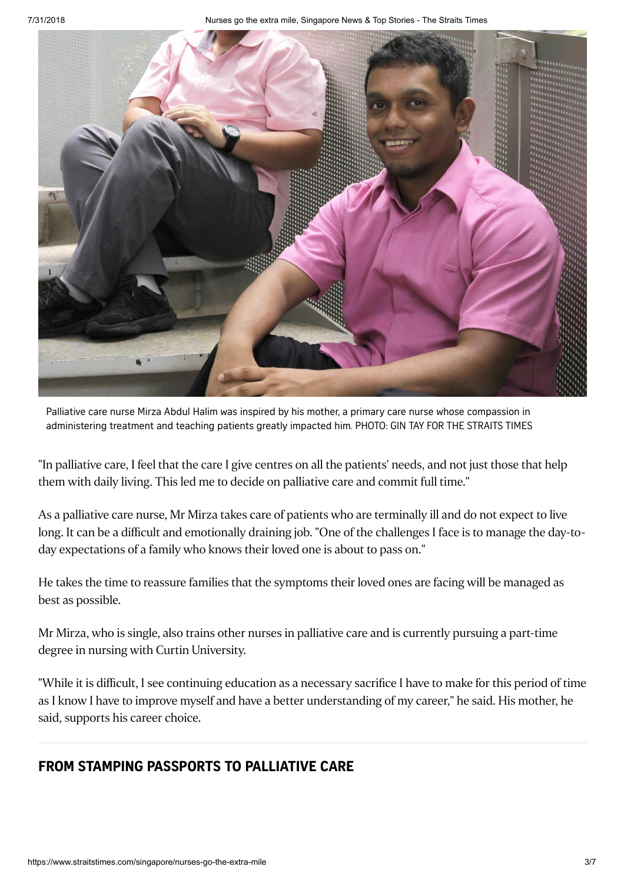Palliative care nurse Mirza Abdul Halim was inspired by his mother, a primary care nurse whose compassion in administering treatment and teaching patients greatly impacted him. PHOTO: GIN TAY FOR THE STRAITS TIMES

"In palliative care, I feel that the care I give centres on all the patients' needs, and not just those that help them with daily living. This led me to decide on palliative care and commit full time."

As a palliative care nurse, Mr Mirza takes care of patients who are terminally ill and do not expect to live long. It can be a difficult and emotionally draining job. "One of the challenges I face is to manage the day-to-day expectations of a family who knows their loved one is about to pass on."

He takes the time to reassure families that the symptoms their loved ones are facing will be managed as best as possible.

Mr Mirza, who is single, also trains other nurses in palliative care and is currently pursuing a part-time degree in nursing with Curtin University.

"While it is difficult, I see continuing education as a necessary sacrifice I have to make for this period of time as I know I have to improve myself and have a better understanding of my career," he said. His mother, he said, supports his career choice.

## FROM STAMPING PASSPORTS TO PALLIATIVE CARE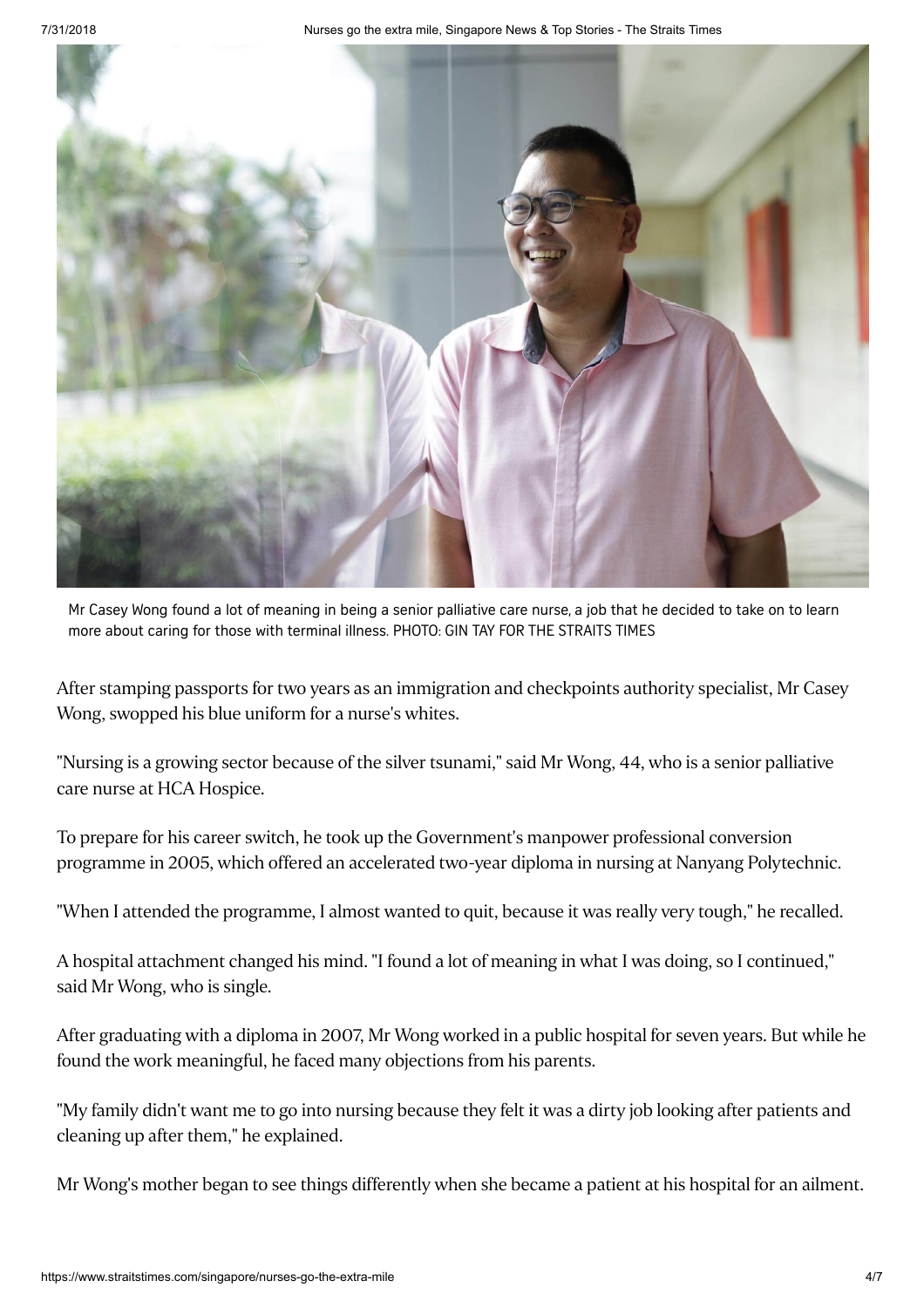Mr Casey Wong found a lot of meaning in being a senior palliative care nurse, a job that he decided to take on to learn more about caring for those with terminal illness. PHOTO: GIN TAY FOR THE STRAITS TIMES

After stamping passports for two years as an immigration and checkpoints authority specialist, Mr Casey Wong, swopped his blue uniform for a nurse's whites.

"Nursing is a growing sector because of the silver tsunami," said Mr Wong, 44, who is a senior palliative care nurse at HCA Hospice.

To prepare for his career switch, he took up the Government's manpower professional conversion programme in 2005, which offered an accelerated two-year diploma in nursing at Nanyang Polytechnic.

"When I attended the programme, I almost wanted to quit, because it was really very tough," he recalled.

A hospital attachment changed his mind. "I found a lot of meaning in what I was doing, so I continued," said Mr Wong, who is single.

After graduating with a diploma in 2007, Mr Wong worked in a public hospital for seven years. But while he found the work meaningful, he faced many objections from his parents.

"My family didn't want me to go into nursing because they felt it was a dirty job looking after patients and cleaning up after them," he explained.

Mr Wong's mother began to see things differently when she became a patient at his hospital for an ailment.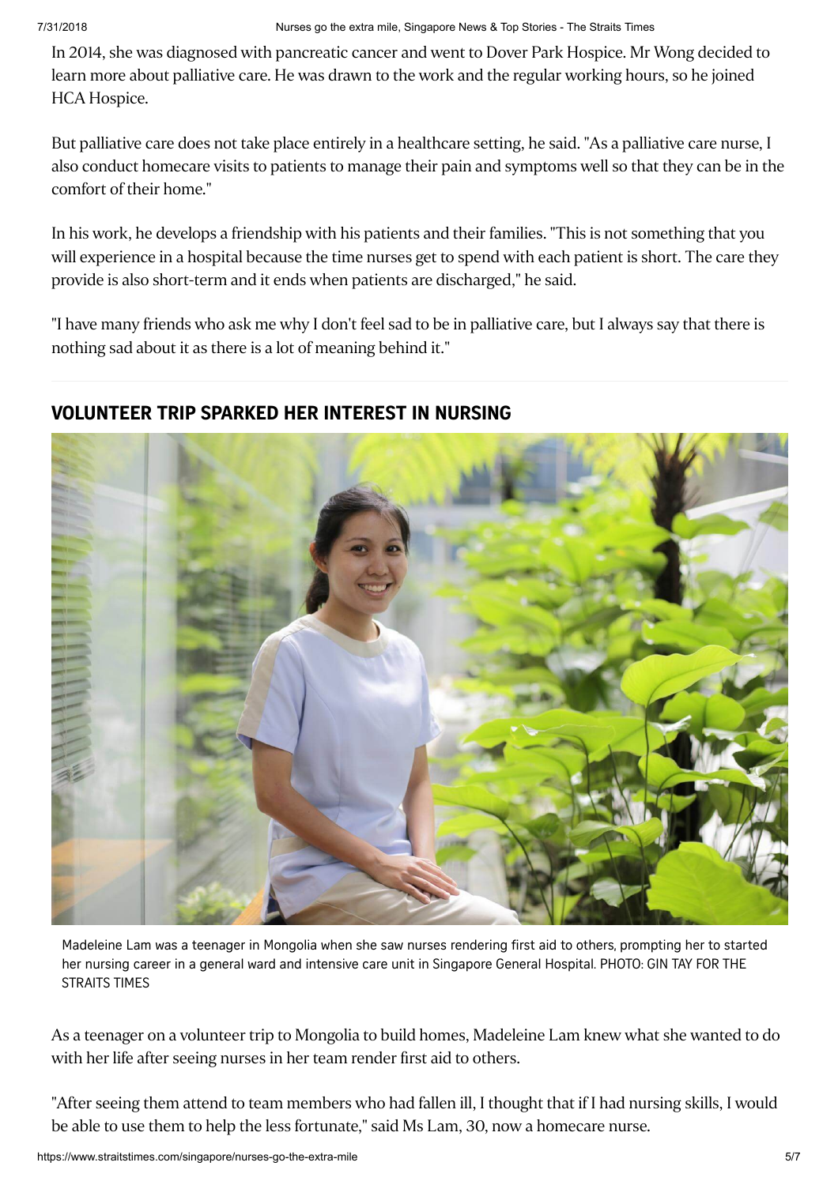In 2014, she was diagnosed with pancreatic cancer and went to Dover Park Hospice. Mr Wong decided to learn more about palliative care. He was drawn to the work and the regular working hours, so he joined HCA Hospice.

But palliative care does not take place entirely in a healthcare setting, he said. "As a palliative care nurse, I also conduct homecare visits to patients to manage their pain and symptoms well so that they can be in the comfort of their home."

In his work, he develops a friendship with his patients and their families. "This is not something that you will experience in a hospital because the time nurses get to spend with each patient is short. The care they provide is also short-term and it ends when patients are discharged," he said.

"I have many friends who ask me why I don't feel sad to be in palliative care, but I always say that there is nothing sad about it as there is a lot of meaning behind it."

## VOLUNTEER TRIP SPARKED HER INTEREST IN NURSING

Madeleine Lam was a teenager in Mongolia when she saw nurses rendering first aid to others, prompting her to started her nursing career in a general ward and intensive care unit in Singapore General Hospital. PHOTO: GIN TAY FOR THE STRAITS TIMES

As a teenager on a volunteer trip to Mongolia to build homes, Madeleine Lam knew what she wanted to do with her life after seeing nurses in her team render first aid to others.

"After seeing them attend to team members who had fallen ill, I thought that if I had nursing skills, I would be able to use them to help the less fortunate," said Ms Lam, 30, now a homecare nurse.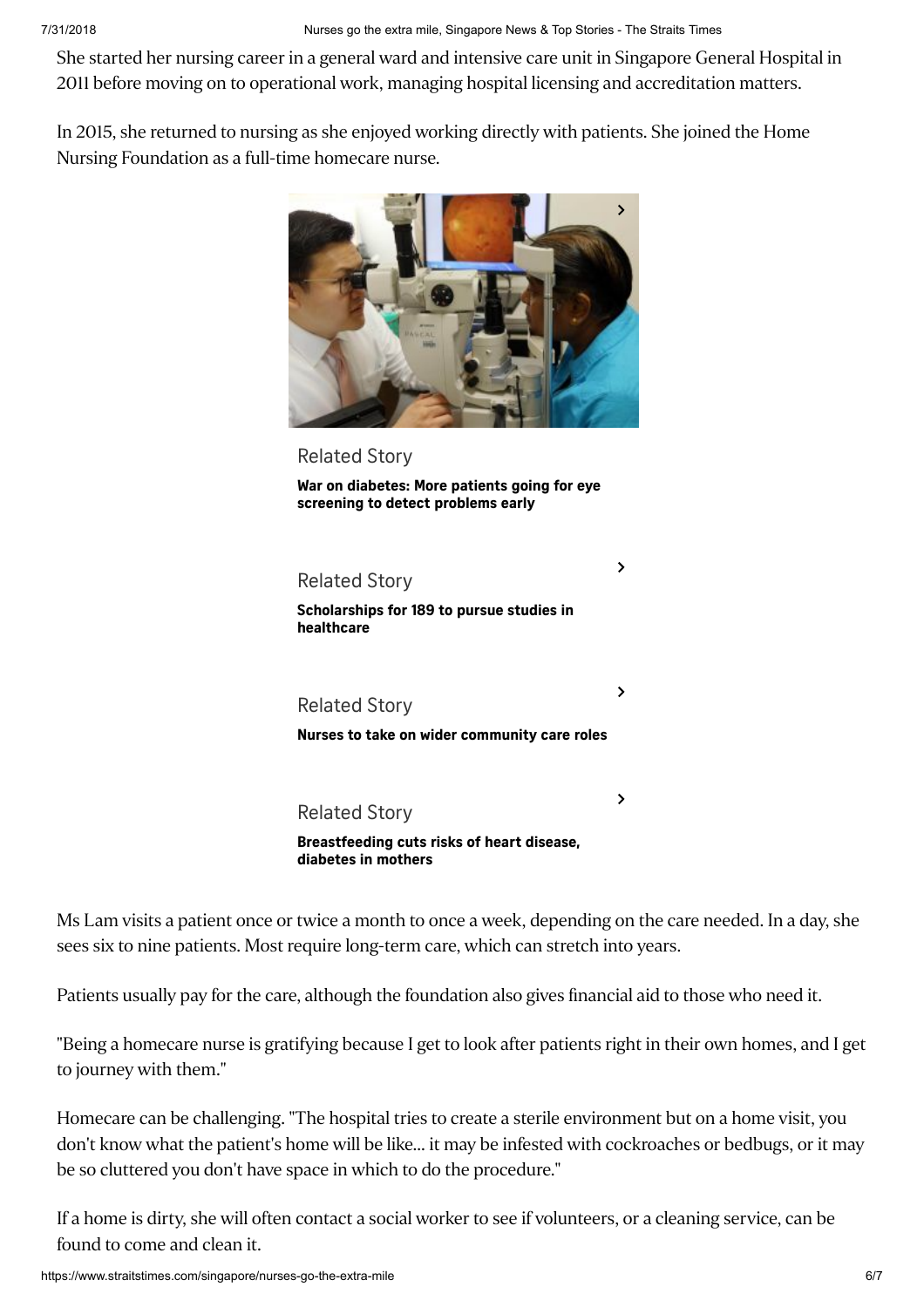She started her nursing career in a general ward and intensive care unit in Singapore General Hospital in 2011 before moving on to operational work, managing hospital licensing and accreditation matters.

In 2015, she returned to nursing as she enjoyed working directly with patients. She joined the Home Nursing Foundation as a full-time homecare nurse.

Related Story

**War on diabetes: More patients going for eye screening to detect problems early**

Related Story

**Scholarships for 189 to pursue studies in healthcare**

Related Story

**Nurses to take on wider community care roles**

Related Story

**Breastfeeding cuts risks of heart disease, diabetes in mothers**

Ms Lam visits a patient once or twice a month to once a week, depending on the care needed. In a day, she sees six to nine patients. Most require long-term care, which can stretch into years.

Patients usually pay for the care, although the foundation also gives financial aid to those who need it.

"Being a homecare nurse is gratifying because I get to look after patients right in their own homes, and I get to journey with them."

Homecare can be challenging. "The hospital tries to create a sterile environment but on a home visit, you don't know what the patient's home will be like... it may be infested with cockroaches or bedbugs, or it may be so cluttered you don't have space in which to do the procedure."

If a home is dirty, she will often contact a social worker to see if volunteers, or a cleaning service, can be found to come and clean it.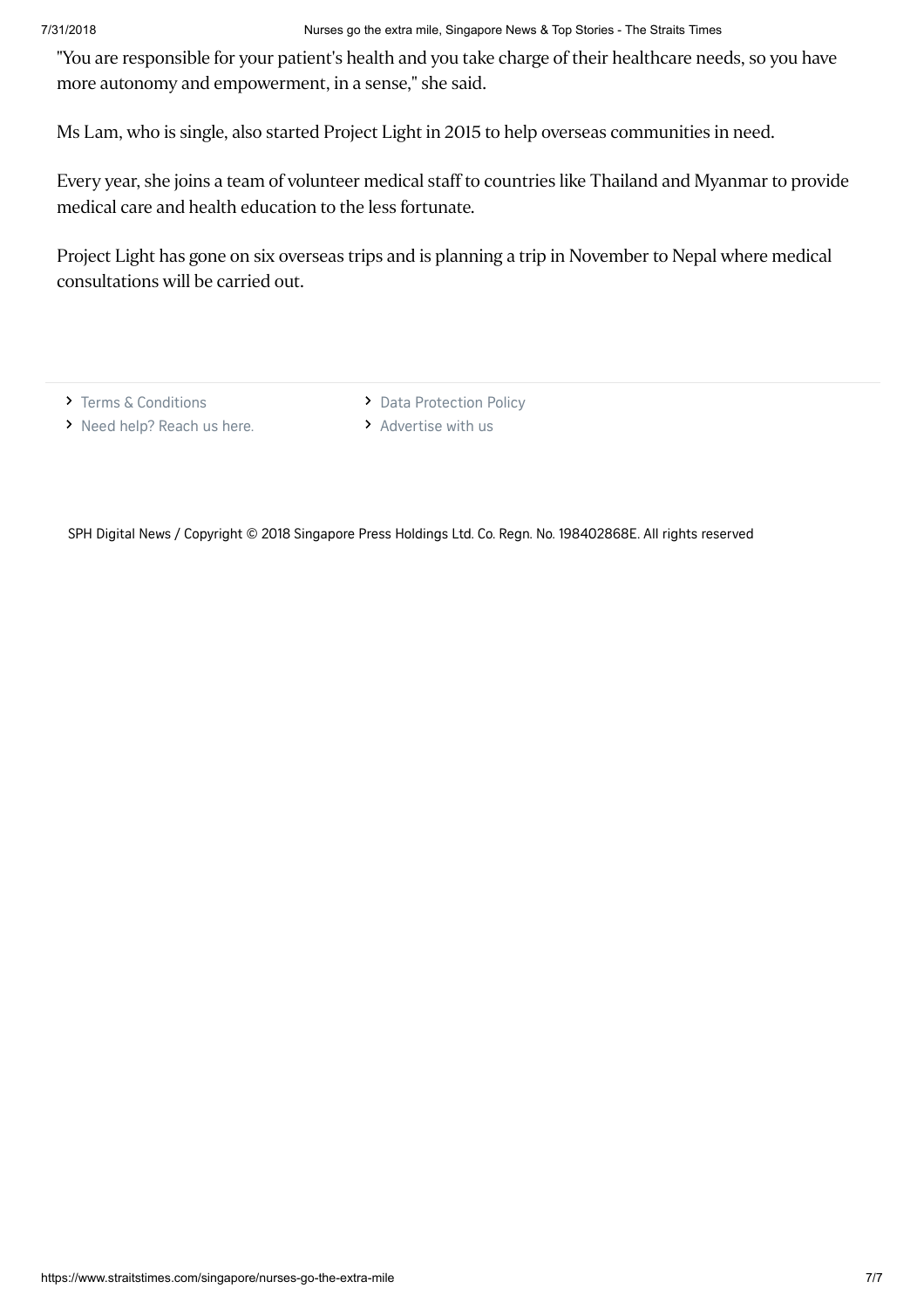"You are responsible for your patient's health and you take charge of their healthcare needs, so you have more autonomy and empowerment, in a sense," she said.

Ms Lam, who is single, also started Project Light in 2015 to help overseas communities in need.

Every year, she joins a team of volunteer medical staff to countries like Thailand and Myanmar to provide medical care and health education to the less fortunate.

Project Light has gone on six overseas trips and is planning a trip in November to Nepal where medical consultations will be carried out.

- Terms & Conditions
- Data Protection Policy
- Need help? Reach us here.
- Advertise with us

SPH Digital News / Copyright © 2018 Singapore Press Holdings Ltd. Co. Regn. No. 198402868E. All rights reserved